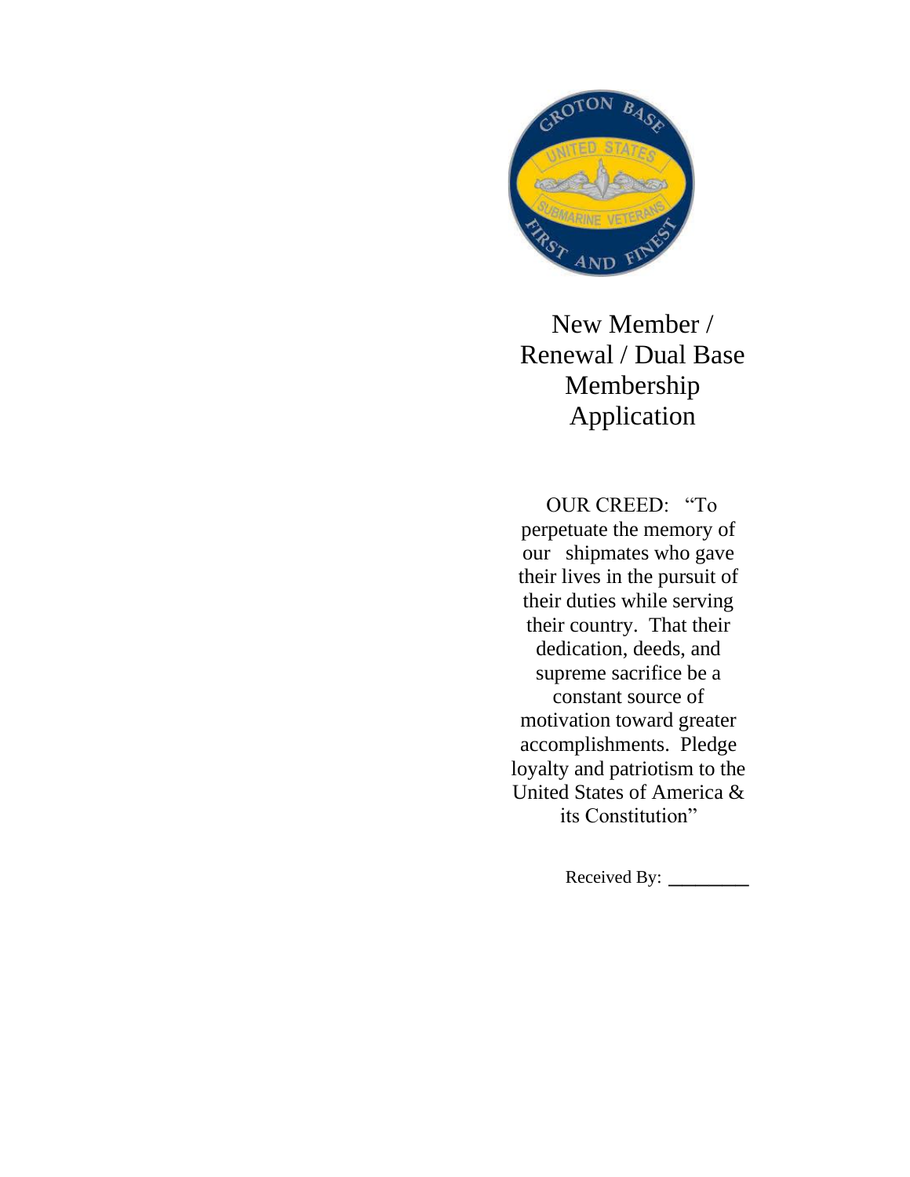# New Member / Renewal / Dual Base Membership Application

OUR CREED: "To perpetuate the memory of our shipmates who gave their lives in the pursuit of their duties while serving their country. That their dedication, deeds, and supreme sacrifice be a constant source of motivation toward greater accomplishments. Pledge loyalty and patriotism to the United States of America & its Constitution"

Received By: ________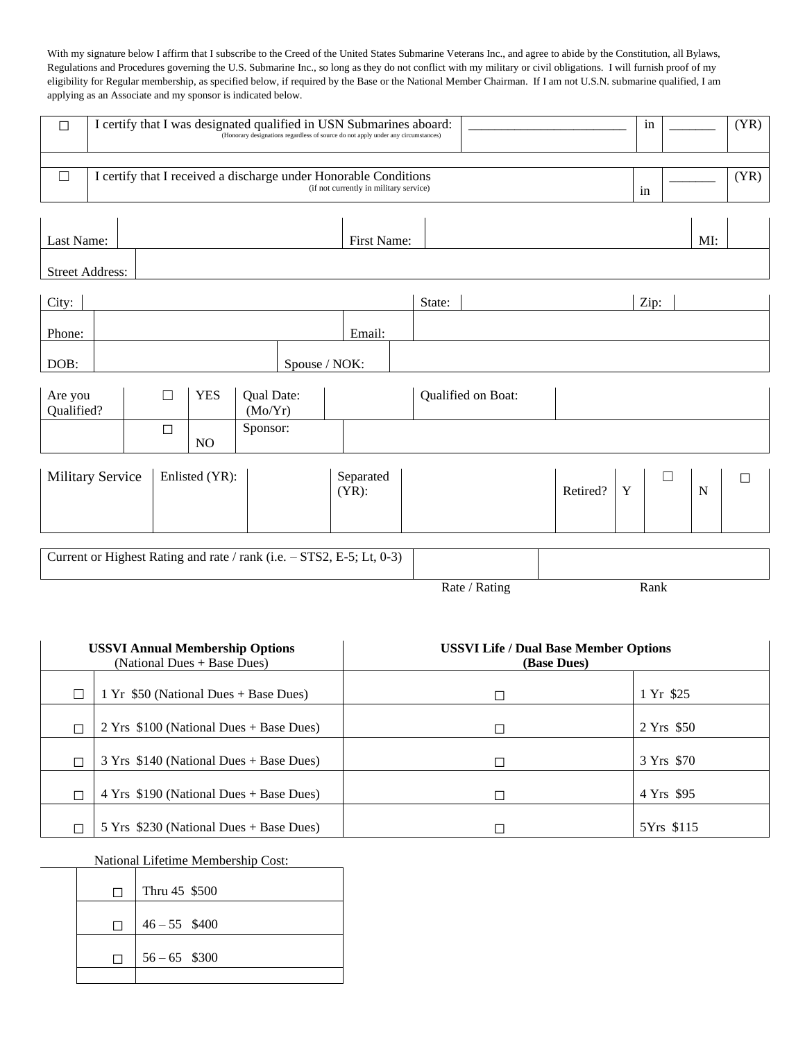With my signature below I affirm that I subscribe to the Creed of the United States Submarine Veterans Inc., and agree to abide by the Constitution, all Bylaws, Regulations and Procedures governing the U.S. Submarine Inc., so long as they do not conflict with my military or civil obligations. I will furnish proof of my eligibility for Regular membership, as specified below, if required by the Base or the National Member Chairman. If I am not U.S.N. submarine qualified, I am applying as an Associate and my sponsor is indicated below.

| | | | | | |
|---|---|---|---|---|---|
| ☐ | I certify that I was designated qualified in USN Submarines aboard: (Honorary designations regardless of source do not apply under any circumstances) | ________________________ | in | _______ | (YR) |
| | | | | | |
| ☐ | I certify that I received a discharge under Honorable Conditions (if not currently in military service) | | in | _______ | (YR) |

| | | | | | |
|---|---|---|---|---|---|
| Last Name: | | First Name: | | MI: | |
| Street Address: | | | | | |

| | | | | | |
|---|---|---|---|---|---|
| City: | | State: | | Zip: | |
| Phone: | | Email: | | | |
| DOB: | | Spouse / NOK: | | | |

| | | | | | | |
|---|---|---|---|---|---|---|
| Are you Qualified? | ☐ | YES | Qual Date: (Mo/Yr) | | Qualified on Boat: | |
| | ☐ | NO | Sponsor: | | | |

| | | | | | | | | | |
|---|---|---|---|---|---|---|---|---|---|
| Military Service | Enlisted (YR): | | Separated (YR): | | Retired? | Y | ☐ | N | ☐ |

| | | |
|---|---|---|
| Current or Highest Rating and rate / rank (i.e. – STS2, E-5; Lt, 0-3) | | |
| | Rate / Rating | Rank |

| **USSVI Annual Membership Options** (National Dues + Base Dues) | | **USSVI Life / Dual Base Member Options (Base Dues)** | |
|---|---|---|---|
| ☐ | 1 Yr $50 (National Dues + Base Dues) | ☐ | 1 Yr $25 |
| ☐ | 2 Yrs $100 (National Dues + Base Dues) | ☐ | 2 Yrs $50 |
| ☐ | 3 Yrs $140 (National Dues + Base Dues) | ☐ | 3 Yrs $70 |
| ☐ | 4 Yrs $190 (National Dues + Base Dues) | ☐ | 4 Yrs $95 |
| ☐ | 5 Yrs $230 (National Dues + Base Dues) | ☐ | 5Yrs $115 |

National Lifetime Membership Cost:

| | |
|---|---|
| ☐ | Thru 45 $500 |
| ☐ | 46 – 55 $400 |
| ☐ | 56 – 65 $300 |
| | |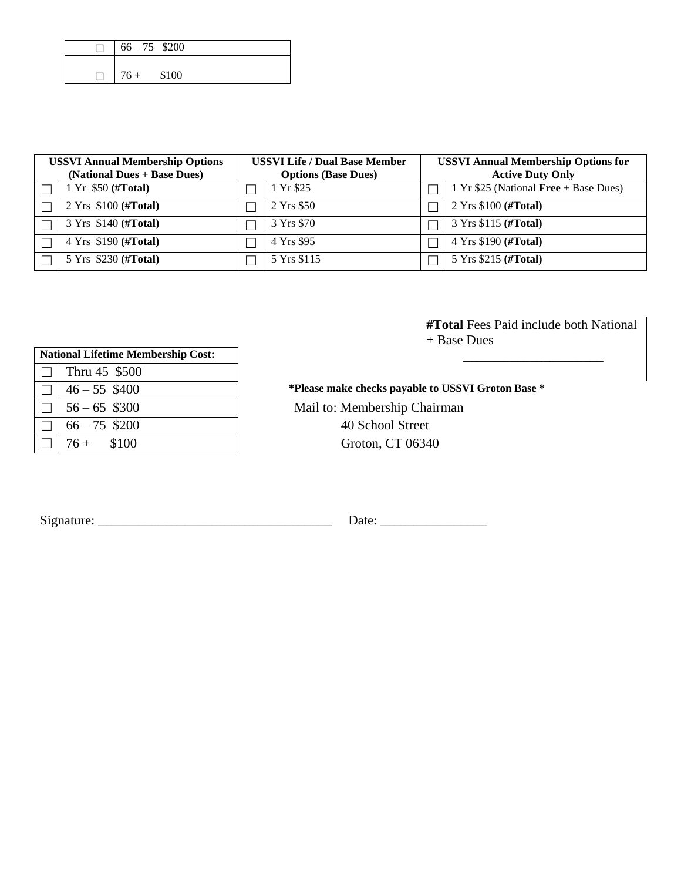| | |
|---|---|
| ☐ | 66 – 75 $200 |
| ☐ | 76 + $100 |

| USSVI Annual Membership Options (National Dues + Base Dues) | | USSVI Life / Dual Base Member Options (Base Dues) | | USSVI Annual Membership Options for Active Duty Only | |
|---|---|---|---|---|---|
| ☐ | 1 Yr $50 **(#Total)** | ☐ | 1 Yr $25 | ☐ | 1 Yr $25 (National **Free** + Base Dues) |
| ☐ | 2 Yrs $100 **(#Total)** | ☐ | 2 Yrs $50 | ☐ | 2 Yrs $100 **(#Total)** |
| ☐ | 3 Yrs $140 **(#Total)** | ☐ | 3 Yrs $70 | ☐ | 3 Yrs $115 **(#Total)** |
| ☐ | 4 Yrs $190 **(#Total)** | ☐ | 4 Yrs $95 | ☐ | 4 Yrs $190 **(#Total)** |
| ☐ | 5 Yrs $230 **(#Total)** | ☐ | 5 Yrs $115 | ☐ | 5 Yrs $215 **(#Total)** |

**#Total** Fees Paid include both National + Base Dues

_____________________

| National Lifetime Membership Cost: | |
|---|---|
| ☐ | Thru 45 $500 |
| ☐ | 46 – 55 $400 |
| ☐ | 56 – 65 $300 |
| ☐ | 66 – 75 $200 |
| ☐ | 76 + $100 |

**\*Please make checks payable to USSVI Groton Base \***

Mail to: Membership Chairman
40 School Street
Groton, CT 06340

Signature: ___________________________________ Date: ________________